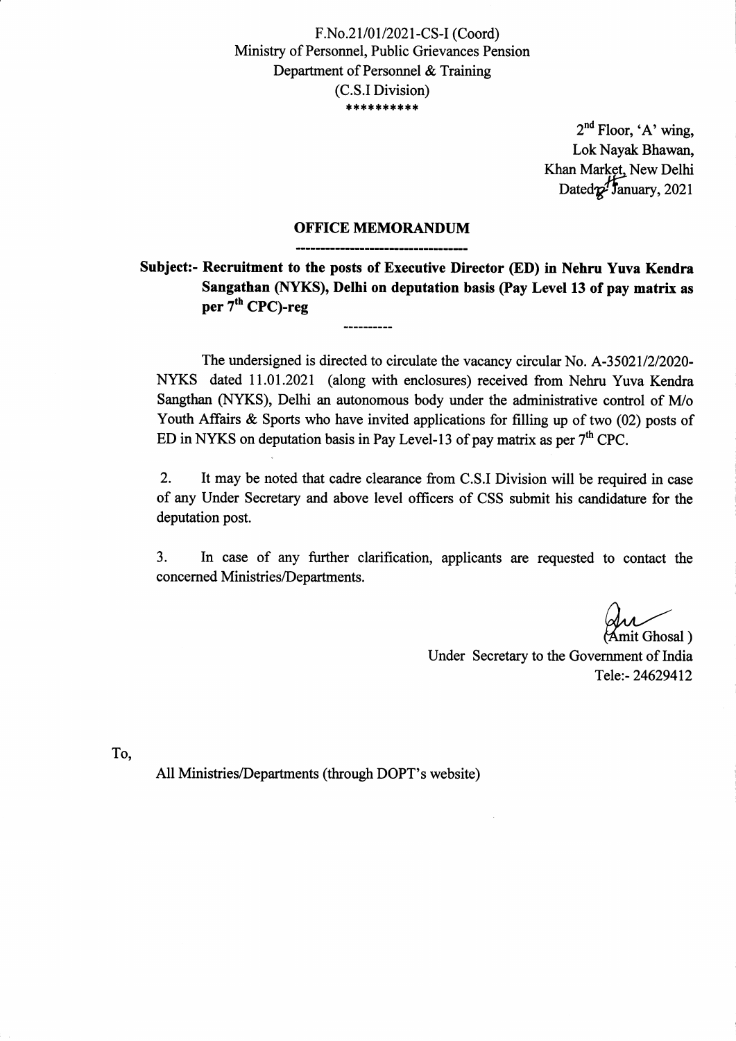F.No.21/01/2021-CS-I (Coord)
Ministry of Personnel, Public Grievances Pension
Department of Personnel & Training
(C.S.I Division)
**********

2nd Floor, 'A' wing,
Lok Nayak Bhawan,
Khan Market, New Delhi
Dated 12 January, 2021

## OFFICE MEMORANDUM

**Subject:- Recruitment to the posts of Executive Director (ED) in Nehru Yuva Kendra Sangathan (NYKS), Delhi on deputation basis (Pay Level 13 of pay matrix as per 7th CPC)-reg**

----------

The undersigned is directed to circulate the vacancy circular No. A-35021/2/2020-NYKS dated 11.01.2021 (along with enclosures) received from Nehru Yuva Kendra Sangthan (NYKS), Delhi an autonomous body under the administrative control of M/o Youth Affairs & Sports who have invited applications for filling up of two (02) posts of ED in NYKS on deputation basis in Pay Level-13 of pay matrix as per 7th CPC.

2. It may be noted that cadre clearance from C.S.I Division will be required in case of any Under Secretary and above level officers of CSS submit his candidature for the deputation post.

3. In case of any further clarification, applicants are requested to contact the concerned Ministries/Departments.

(Amit Ghosal)
Under Secretary to the Government of India
Tele:- 24629412

To,

All Ministries/Departments (through DOPT's website)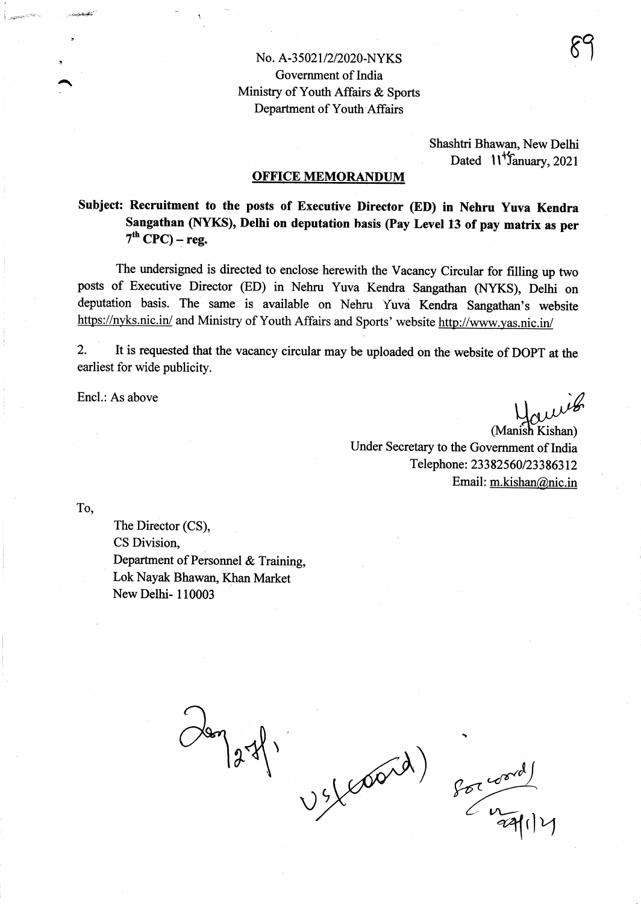No. A-35021/2/2020-NYKS
Government of India
Ministry of Youth Affairs & Sports
Department of Youth Affairs

Shashtri Bhawan, New Delhi
Dated 11th January, 2021

## OFFICE MEMORANDUM

**Subject: Recruitment to the posts of Executive Director (ED) in Nehru Yuva Kendra Sangathan (NYKS), Delhi on deputation basis (Pay Level 13 of pay matrix as per 7th CPC) – reg.**

The undersigned is directed to enclose herewith the Vacancy Circular for filling up two posts of Executive Director (ED) in Nehru Yuva Kendra Sangathan (NYKS), Delhi on deputation basis. The same is available on Nehru Yuva Kendra Sangathan's website https://nyks.nic.in/ and Ministry of Youth Affairs and Sports' website http://www.yas.nic.in/

2. It is requested that the vacancy circular may be uploaded on the website of DOPT at the earliest for wide publicity.

Encl.: As above

(Manish Kishan)
Under Secretary to the Government of India
Telephone: 23382560/23386312
Email: m.kishan@nic.in

To,

The Director (CS),
CS Division,
Department of Personnel & Training,
Lok Nayak Bhawan, Khan Market
New Delhi- 110003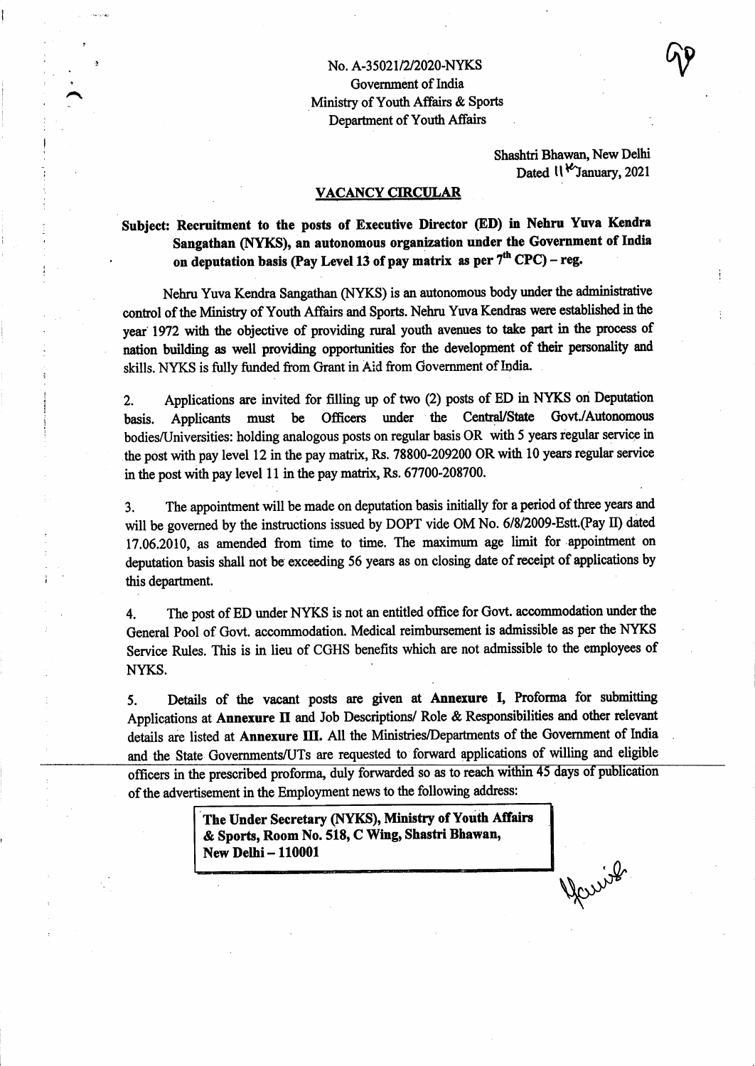No. A-35021/2/2020-NYKS
Government of India
Ministry of Youth Affairs & Sports
Department of Youth Affairs

Shashtri Bhawan, New Delhi
Dated 11th January, 2021

## VACANCY CIRCULAR

**Subject: Recruitment to the posts of Executive Director (ED) in Nehru Yuva Kendra Sangathan (NYKS), an autonomous organization under the Government of India on deputation basis (Pay Level 13 of pay matrix as per 7th CPC) – reg.**

Nehru Yuva Kendra Sangathan (NYKS) is an autonomous body under the administrative control of the Ministry of Youth Affairs and Sports. Nehru Yuva Kendras were established in the year 1972 with the objective of providing rural youth avenues to take part in the process of nation building as well providing opportunities for the development of their personality and skills. NYKS is fully funded from Grant in Aid from Government of India.

2. Applications are invited for filling up of two (2) posts of ED in NYKS on Deputation basis. Applicants must be Officers under the Central/State Govt./Autonomous bodies/Universities: holding analogous posts on regular basis OR with 5 years regular service in the post with pay level 12 in the pay matrix, Rs. 78800-209200 OR with 10 years regular service in the post with pay level 11 in the pay matrix, Rs. 67700-208700.

3. The appointment will be made on deputation basis initially for a period of three years and will be governed by the instructions issued by DOPT vide OM No. 6/8/2009-Estt.(Pay II) dated 17.06.2010, as amended from time to time. The maximum age limit for appointment on deputation basis shall not be exceeding 56 years as on closing date of receipt of applications by this department.

4. The post of ED under NYKS is not an entitled office for Govt. accommodation under the General Pool of Govt. accommodation. Medical reimbursement is admissible as per the NYKS Service Rules. This is in lieu of CGHS benefits which are not admissible to the employees of NYKS.

5. Details of the vacant posts are given at **Annexure I**, Proforma for submitting Applications at **Annexure II** and Job Descriptions/ Role & Responsibilities and other relevant details are listed at **Annexure III.** All the Ministries/Departments of the Government of India and the State Governments/UTs are requested to forward applications of willing and eligible officers in the prescribed proforma, duly forwarded so as to reach within 45 days of publication of the advertisement in the Employment news to the following address:

**The Under Secretary (NYKS), Ministry of Youth Affairs & Sports, Room No. 518, C Wing, Shastri Bhawan, New Delhi – 110001**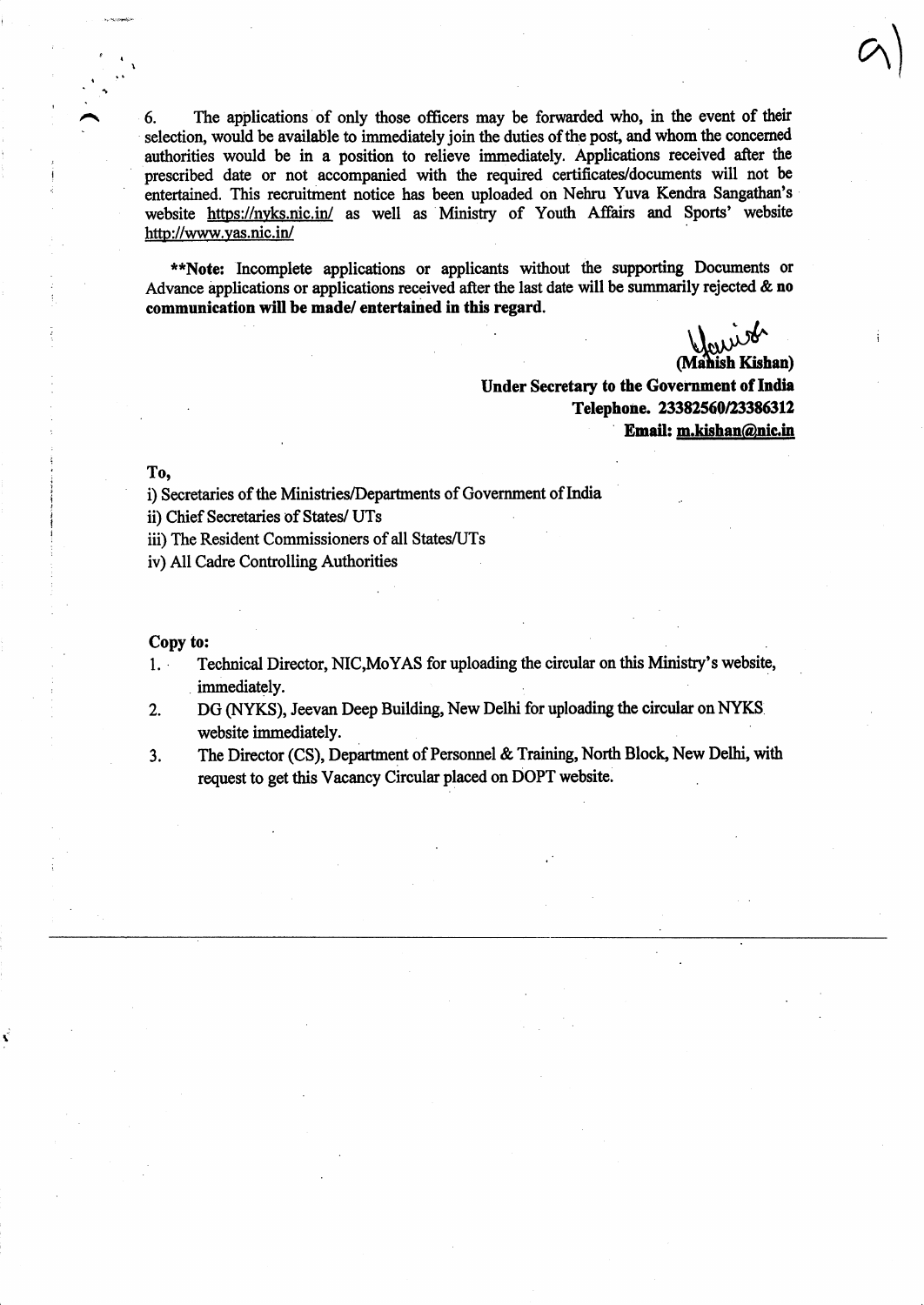6. The applications of only those officers may be forwarded who, in the event of their selection, would be available to immediately join the duties of the post, and whom the concerned authorities would be in a position to relieve immediately. Applications received after the prescribed date or not accompanied with the required certificates/documents will not be entertained. This recruitment notice has been uploaded on Nehru Yuva Kendra Sangathan's website https://nyks.nic.in/ as well as Ministry of Youth Affairs and Sports' website http://www.yas.nic.in/

****Note:** Incomplete applications or applicants without the supporting Documents or Advance applications or applications received after the last date will be summarily rejected & **no communication will be made/ entertained in this regard.**

**(Manish Kishan)**
**Under Secretary to the Government of India**
**Telephone. 23382560/23386312**
**Email: m.kishan@nic.in**

**To,**

i) Secretaries of the Ministries/Departments of Government of India
ii) Chief Secretaries of States/ UTs
iii) The Resident Commissioners of all States/UTs
iv) All Cadre Controlling Authorities

**Copy to:**

1. Technical Director, NIC,MoYAS for uploading the circular on this Ministry's website, immediately.
2. DG (NYKS), Jeevan Deep Building, New Delhi for uploading the circular on NYKS website immediately.
3. The Director (CS), Department of Personnel & Training, North Block, New Delhi, with request to get this Vacancy Circular placed on DOPT website.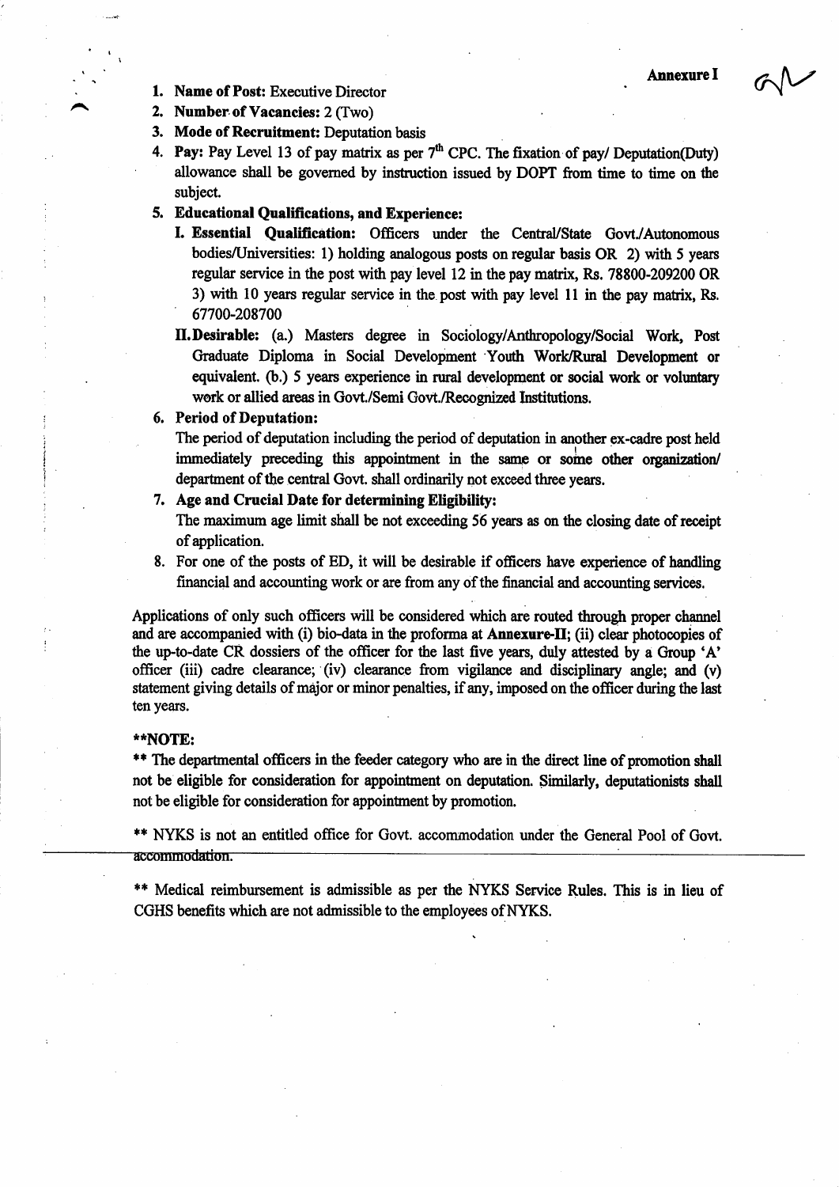**Annexure I**

1. **Name of Post:** Executive Director
2. **Number of Vacancies:** 2 (Two)
3. **Mode of Recruitment:** Deputation basis
4. **Pay:** Pay Level 13 of pay matrix as per 7th CPC. The fixation of pay/ Deputation(Duty) allowance shall be governed by instruction issued by DOPT from time to time on the subject.
5. **Educational Qualifications, and Experience:**
   - **I. Essential Qualification:** Officers under the Central/State Govt./Autonomous bodies/Universities: 1) holding analogous posts on regular basis OR 2) with 5 years regular service in the post with pay level 12 in the pay matrix, Rs. 78800-209200 OR 3) with 10 years regular service in the post with pay level 11 in the pay matrix, Rs. 67700-208700
   - **II. Desirable:** (a.) Masters degree in Sociology/Anthropology/Social Work, Post Graduate Diploma in Social Development Youth Work/Rural Development or equivalent. (b.) 5 years experience in rural development or social work or voluntary work or allied areas in Govt./Semi Govt./Recognized Institutions.
6. **Period of Deputation:**
   The period of deputation including the period of deputation in another ex-cadre post held immediately preceding this appointment in the same or some other organization/ department of the central Govt. shall ordinarily not exceed three years.
7. **Age and Crucial Date for determining Eligibility:**
   The maximum age limit shall be not exceeding 56 years as on the closing date of receipt of application.
8. For one of the posts of ED, it will be desirable if officers have experience of handling financial and accounting work or are from any of the financial and accounting services.

Applications of only such officers will be considered which are routed through proper channel and are accompanied with (i) bio-data in the proforma at **Annexure-II**; (ii) clear photocopies of the up-to-date CR dossiers of the officer for the last five years, duly attested by a Group 'A' officer (iii) cadre clearance; (iv) clearance from vigilance and disciplinary angle; and (v) statement giving details of major or minor penalties, if any, imposed on the officer during the last ten years.

**\*\*NOTE:**

\*\* The departmental officers in the feeder category who are in the direct line of promotion shall not be eligible for consideration for appointment on deputation. Similarly, deputationists shall not be eligible for consideration for appointment by promotion.

\*\* NYKS is not an entitled office for Govt. accommodation under the General Pool of Govt. accommodation.

\*\* Medical reimbursement is admissible as per the NYKS Service Rules. This is in lieu of CGHS benefits which are not admissible to the employees of NYKS.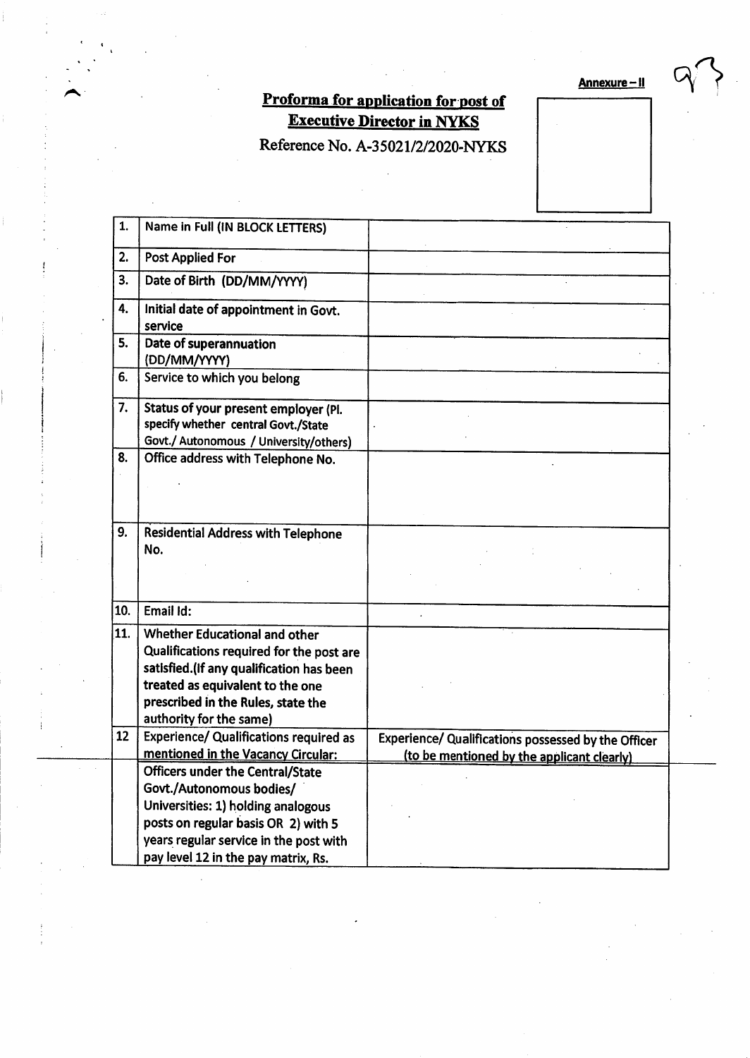**Annexure – II**

## Proforma for application for post of Executive Director in NYKS

Reference No. A-35021/2/2020-NYKS

| | | |
|---|---|---|
| 1. | Name in Full (IN BLOCK LETTERS) | |
| 2. | Post Applied For | |
| 3. | Date of Birth (DD/MM/YYYY) | |
| 4. | Initial date of appointment in Govt. service | |
| 5. | Date of superannuation (DD/MM/YYYY) | |
| 6. | Service to which you belong | |
| 7. | Status of your present employer (Pl. specify whether central Govt./State Govt./ Autonomous / University/others) | |
| 8. | Office address with Telephone No. | |
| 9. | Residential Address with Telephone No. | |
| 10. | Email Id: | |
| 11. | Whether Educational and other Qualifications required for the post are satisfied.(If any qualification has been treated as equivalent to the one prescribed in the Rules, state the authority for the same) | |
| 12 | Experience/ Qualifications required as mentioned in the Vacancy Circular: | Experience/ Qualifications possessed by the Officer (to be mentioned by the applicant clearly) |
| | Officers under the Central/State Govt./Autonomous bodies/ Universities: 1) holding analogous posts on regular basis OR 2) with 5 years regular service in the post with pay level 12 in the pay matrix, Rs. | |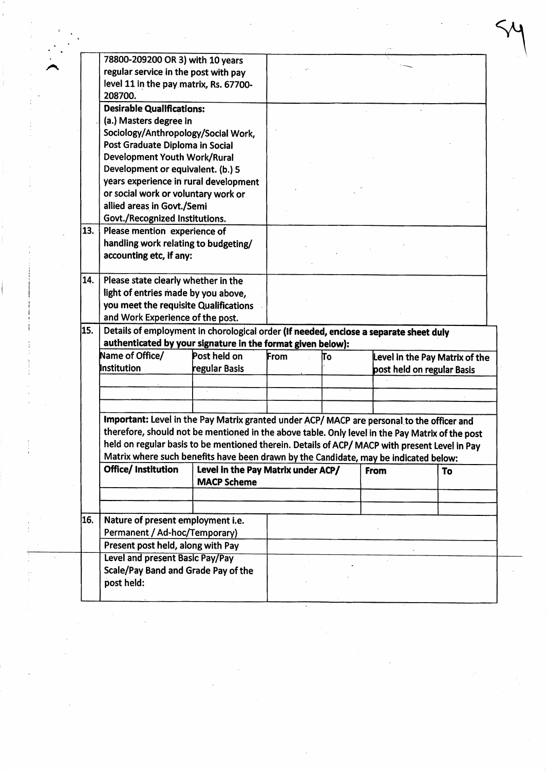| | | |
|---|---|---|
| | 78800-209200 OR 3) with 10 years regular service in the post with pay level 11 in the pay matrix, Rs. 67700-208700. | |
| | **Desirable Qualifications:** (a.) Masters degree in Sociology/Anthropology/Social Work, Post Graduate Diploma in Social Development Youth Work/Rural Development or equivalent. (b.) 5 years experience in rural development or social work or voluntary work or allied areas in Govt./Semi Govt./Recognized Institutions. | |
| 13. | **Please mention experience of handling work relating to budgeting/ accounting etc, if any:** | |
| 14. | **Please state clearly whether in the light of entries made by you above, you meet the requisite Qualifications and Work Experience of the post.** | |

15. **Details of employment in chorological order (If needed, enclose a separate sheet duly authenticated by your signature in the format given below):**

| Name of Office/ Institution | Post held on regular Basis | From | To | Level in the Pay Matrix of the post held on regular Basis |
|---|---|---|---|---|
| | | | | |
| | | | | |
| | | | | |

**Important:** Level in the Pay Matrix granted under ACP/ MACP are personal to the officer and therefore, should not be mentioned in the above table. Only level in the Pay Matrix of the post held on regular basis to be mentioned therein. Details of ACP/ MACP with present Level in Pay Matrix where such benefits have been drawn by the Candidate, may be indicated below:

| Office/ Institution | Level in the Pay Matrix under ACP/ MACP Scheme | From | To |
|---|---|---|---|
| | | | |
| | | | |

| | | |
|---|---|---|
| 16. | Nature of present employment i.e. Permanent / Ad-hoc/Temporary) | |
| | Present post held, along with Pay | |
| | Level and present Basic Pay/Pay Scale/Pay Band and Grade Pay of the post held: | |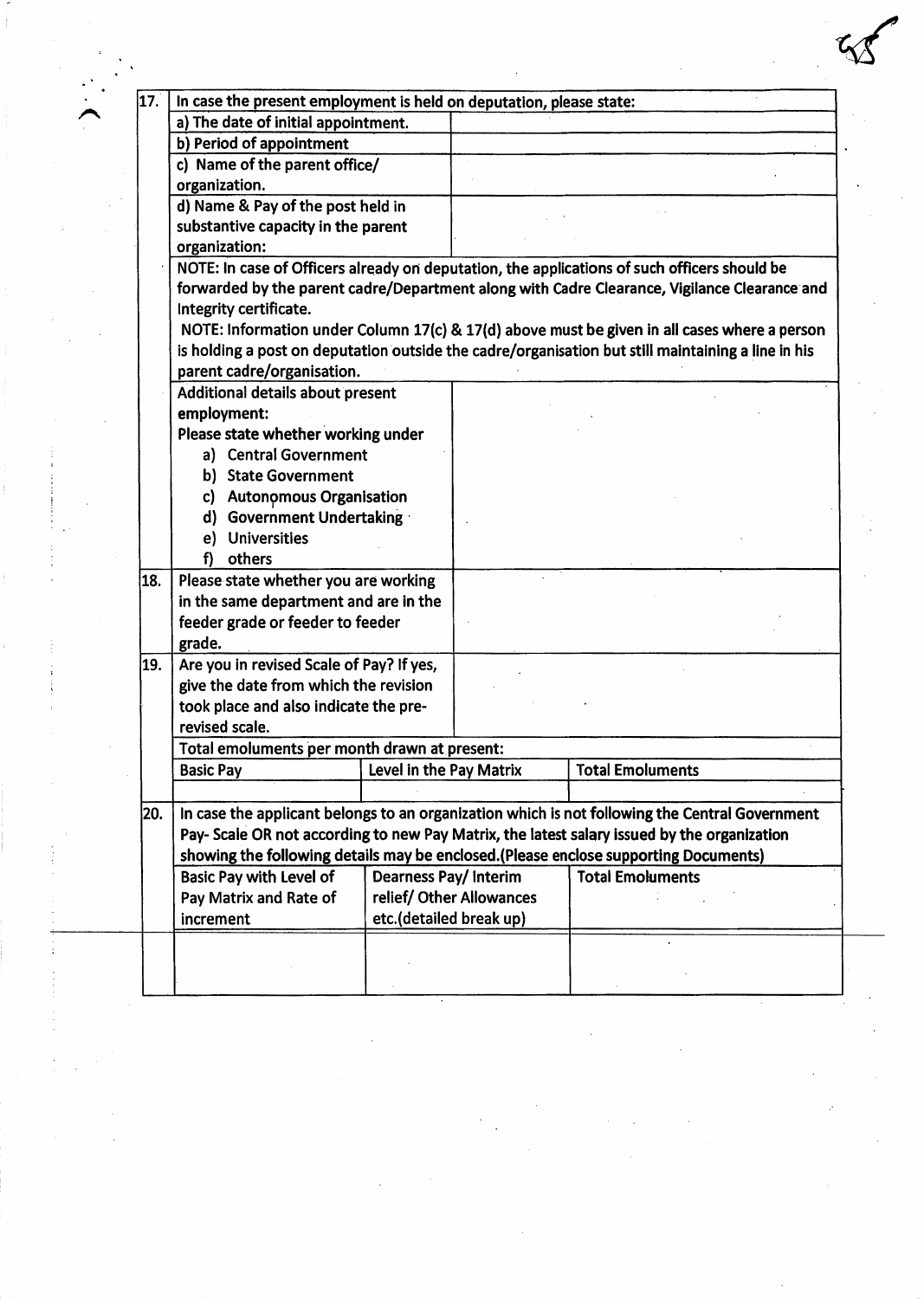| 17. | In case the present employment is held on deputation, please state: | |
|---|---|---|
| | a) The date of initial appointment. | |
| | b) Period of appointment | |
| | c) Name of the parent office/ organization. | |
| | d) Name & Pay of the post held in substantive capacity in the parent organization: | |
| | NOTE: In case of Officers already on deputation, the applications of such officers should be forwarded by the parent cadre/Department along with Cadre Clearance, Vigilance Clearance and Integrity certificate. NOTE: Information under Column 17(c) & 17(d) above must be given in all cases where a person is holding a post on deputation outside the cadre/organisation but still maintaining a line in his parent cadre/organisation. | |
| | Additional details about present employment: Please state whether working under a) Central Government b) State Government c) Autonomous Organisation d) Government Undertaking e) Universities f) others | |
| 18. | Please state whether you are working in the same department and are in the feeder grade or feeder to feeder grade. | |
| 19. | Are you in revised Scale of Pay? If yes, give the date from which the revision took place and also indicate the pre-revised scale. | |

Total emoluments per month drawn at present:

| Basic Pay | Level in the Pay Matrix | Total Emoluments |
|---|---|---|
| | | |

**20.** In case the applicant belongs to an organization which is not following the Central Government Pay- Scale OR not according to new Pay Matrix, the latest salary issued by the organization showing the following details may be enclosed.(Please enclose supporting Documents)

| Basic Pay with Level of Pay Matrix and Rate of increment | Dearness Pay/ Interim relief/ Other Allowances etc.(detailed break up) | Total Emoluments |
|---|---|---|
| | | |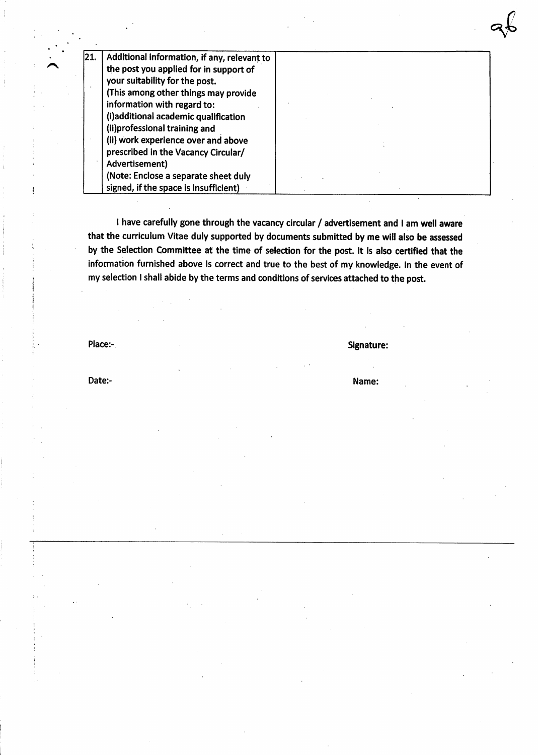| 21. | Additional information, if any, relevant to the post you applied for in support of your suitability for the post.<br>(This among other things may provide information with regard to:<br>(i)additional academic qualification<br>(ii)professional training and<br>(ii) work experience over and above prescribed in the Vacancy Circular/ Advertisement)<br>(Note: Enclose a separate sheet duly signed, if the space is insufficient) | |
|---|---|---|

**I have carefully gone through the vacancy circular / advertisement and I am well aware that the curriculum Vitae duly supported by documents submitted by me will also be assessed by the Selection Committee at the time of selection for the post. It is also certified that the information furnished above is correct and true to the best of my knowledge. In the event of my selection I shall abide by the terms and conditions of services attached to the post.**

**Place:-** **Signature:**

**Date:-** **Name:**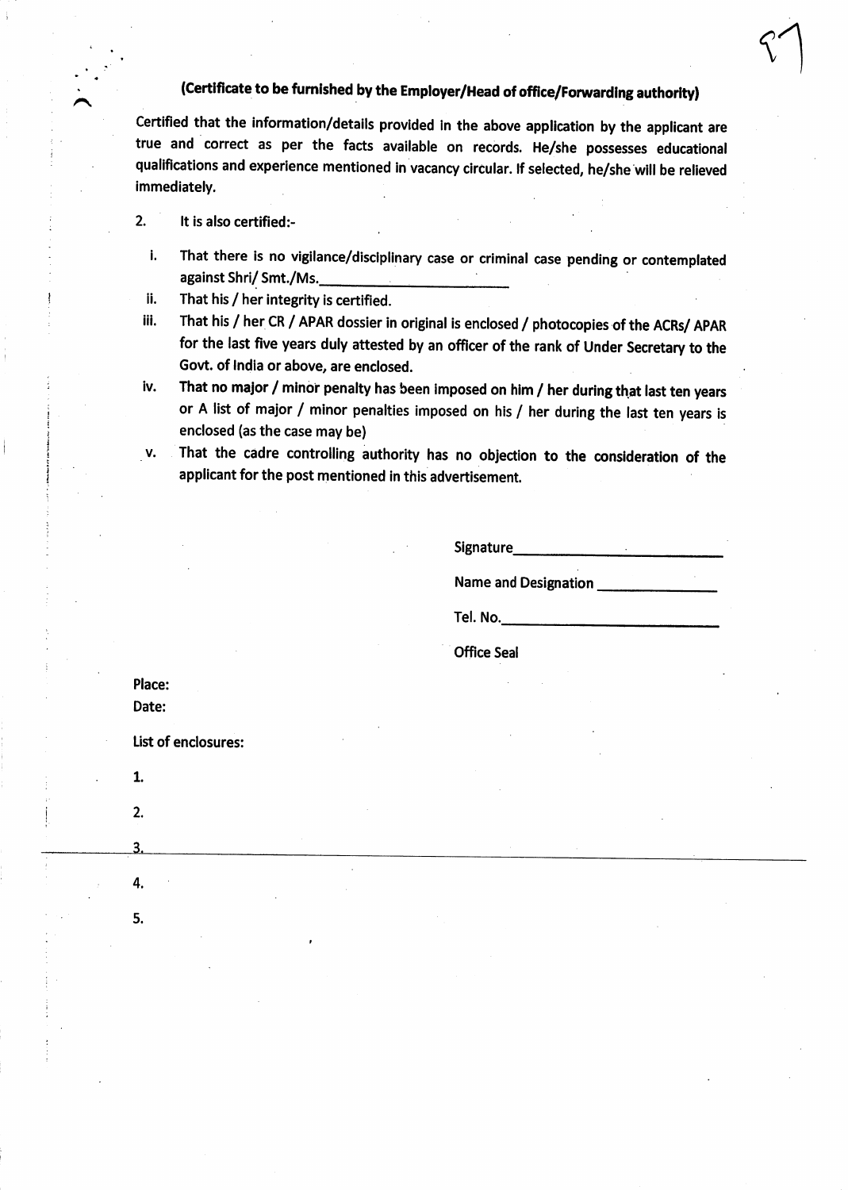**(Certificate to be furnished by the Employer/Head of office/Forwarding authority)**

Certified that the information/details provided in the above application by the applicant are true and correct as per the facts available on records. He/she possesses educational qualifications and experience mentioned in vacancy circular. If selected, he/she will be relieved immediately.

2. It is also certified:-

   i. That there is no vigilance/disciplinary case or criminal case pending or contemplated against Shri/ Smt./Ms.________________________

   ii. That his / her integrity is certified.

   iii. That his / her CR / APAR dossier in original is enclosed / photocopies of the ACRs/ APAR for the last five years duly attested by an officer of the rank of Under Secretary to the Govt. of India or above, are enclosed.

   iv. That no major / minor penalty has been imposed on him / her during that last ten years or A list of major / minor penalties imposed on his / her during the last ten years is enclosed (as the case may be)

   v. That the cadre controlling authority has no objection to the consideration of the applicant for the post mentioned in this advertisement.

Signature____________________________

Name and Designation _______________

Tel. No.____________________________

Office Seal

Place:

Date:

List of enclosures:

1.

2.

3.

4.

5.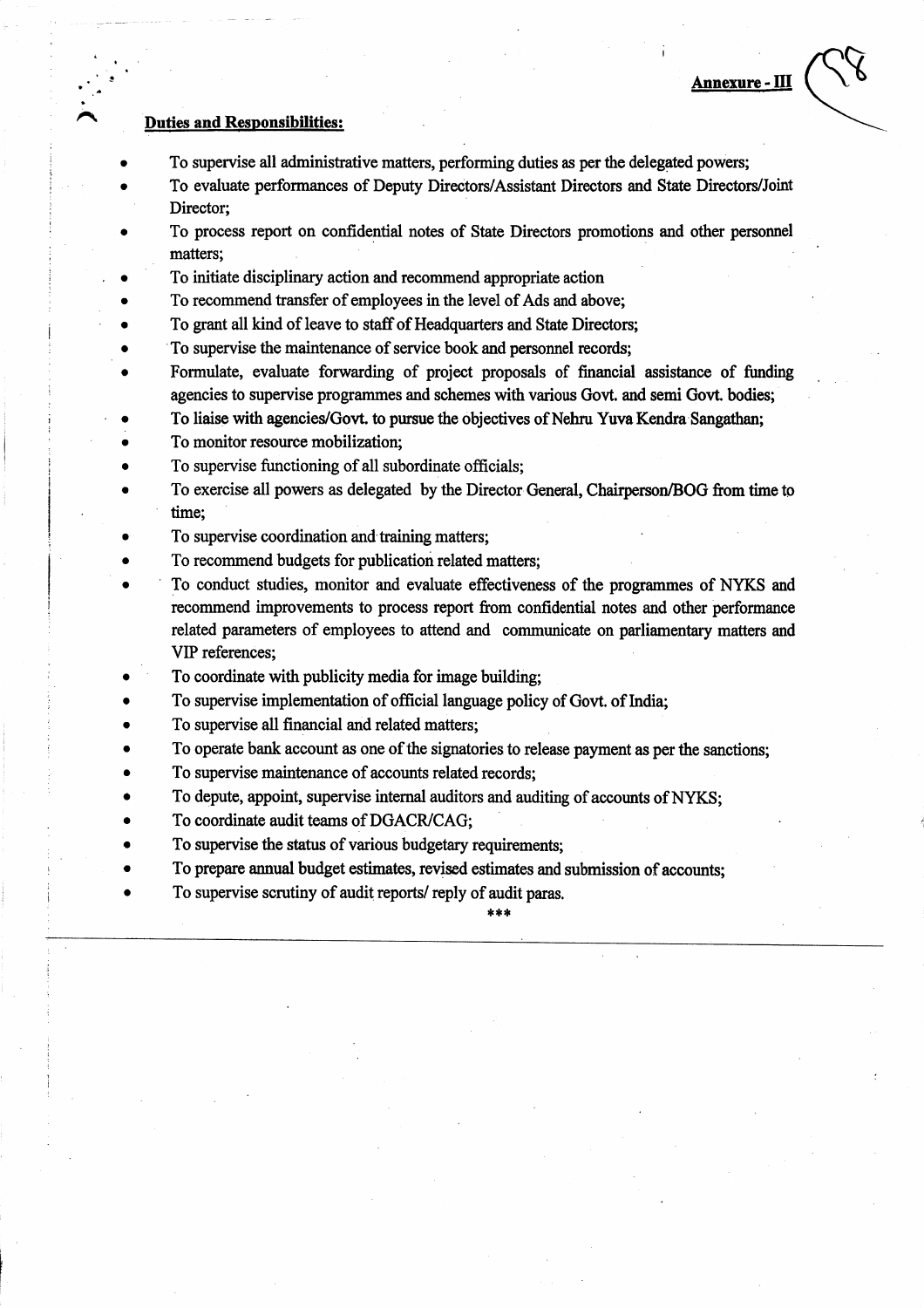**Annexure - III**

**Duties and Responsibilities:**

- To supervise all administrative matters, performing duties as per the delegated powers;
- To evaluate performances of Deputy Directors/Assistant Directors and State Directors/Joint Director;
- To process report on confidential notes of State Directors promotions and other personnel matters;
- To initiate disciplinary action and recommend appropriate action
- To recommend transfer of employees in the level of Ads and above;
- To grant all kind of leave to staff of Headquarters and State Directors;
- To supervise the maintenance of service book and personnel records;
- Formulate, evaluate forwarding of project proposals of financial assistance of funding agencies to supervise programmes and schemes with various Govt. and semi Govt. bodies;
- To liaise with agencies/Govt. to pursue the objectives of Nehru Yuva Kendra Sangathan;
- To monitor resource mobilization;
- To supervise functioning of all subordinate officials;
- To exercise all powers as delegated by the Director General, Chairperson/BOG from time to time;
- To supervise coordination and training matters;
- To recommend budgets for publication related matters;
- To conduct studies, monitor and evaluate effectiveness of the programmes of NYKS and recommend improvements to process report from confidential notes and other performance related parameters of employees to attend and communicate on parliamentary matters and VIP references;
- To coordinate with publicity media for image building;
- To supervise implementation of official language policy of Govt. of India;
- To supervise all financial and related matters;
- To operate bank account as one of the signatories to release payment as per the sanctions;
- To supervise maintenance of accounts related records;
- To depute, appoint, supervise internal auditors and auditing of accounts of NYKS;
- To coordinate audit teams of DGACR/CAG;
- To supervise the status of various budgetary requirements;
- To prepare annual budget estimates, revised estimates and submission of accounts;
- To supervise scrutiny of audit reports/ reply of audit paras.

***